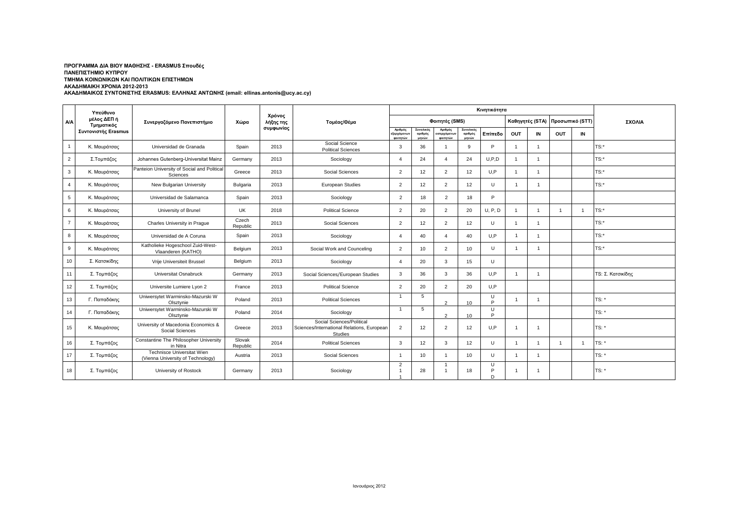**ΠΡΟΓΡΑΜΜΑ ΔΙΑ ΒΙΟΥ ΜΑΘΗΣΗΣ - ERASMUS Σπουδές**
**ΠΑΝΕΠΙΣΤΗΜΙΟ ΚΥΠΡΟΥ**
**ΤΜΗΜΑ ΚΟΙΝΩΝΙΚΩΝ ΚΑΙ ΠΟΛΙΤΙΚΩΝ ΕΠΙΣΤΗΜΩΝ**
**ΑΚΑΔΗΜΑΙΚΗ ΧΡΟΝΙΑ 2012-2013**
**ΑΚΑΔΗΜΑΙΚΟΣ ΣΥΝΤΟΝΙΣΤΗΣ ERASMUS: ΕΛΛΗΝΑΣ ΑΝΤΩΝΗΣ (email: ellinas.antonis@ucy.ac.cy)**

| Α/Α | Υπεύθυνο μέλος ΔΕΠ ή Τμηματικός Συντονιστής Erasmus | Συνεργαζόμενο Πανεπιστήμιο | Χώρα | Χρόνος λήξης της συμφωνίας | Τομέας/Θέμα | Κινητικότητα | | | | | | | | | ΣΧΟΛΙΑ |
|---|---|---|---|---|---|---|---|---|---|---|---|---|---|---|---|
| | | | | | | Φοιτητές (SMS) | | | | | Καθηγητές (STA) | | Προσωπικό (STT) | | |
| | | | | | | Αριθμός εξερχόμενων φοιτητών | Συνολικός αριθμός μηνών | Αριθμός εισερχόμενων φοιτητών | Συνολικός αριθμός μηνών | Επίπεδο | OUT | IN | OUT | IN | |
| 1 | Κ. Μαυράτσας | Universidad de Granada | Spain | 2013 | Social Science Political Sciences | 3 | 36 | 1 | 9 | P | 1 | 1 | | | TS:* |
| 2 | Σ.Τομπάζος | Johannes Gutenberg-Universitat Mainz | Germany | 2013 | Sociology | 4 | 24 | 4 | 24 | U,P,D | 1 | 1 | | | TS:* |
| 3 | Κ. Μαυράτσας | Panteion University of Social and Political Sciences | Greece | 2013 | Social Sciences | 2 | 12 | 2 | 12 | U,P | 1 | 1 | | | TS:* |
| 4 | Κ. Μαυράτσας | New Bulgarian University | Bulgaria | 2013 | European Studies | 2 | 12 | 2 | 12 | U | 1 | 1 | | | TS:* |
| 5 | Κ. Μαυράτσας | Universidad de Salamanca | Spain | 2013 | Sociology | 2 | 18 | 2 | 18 | P | | | | | |
| 6 | Κ. Μαυράτσας | University of Brunel | UK | 2018 | Political Science | 2 | 20 | 2 | 20 | U, P, D | 1 | 1 | 1 | 1 | TS:* |
| 7 | Κ. Μαυράτσας | Charles University in Prague | Czech Republic | 2013 | Social Sciences | 2 | 12 | 2 | 12 | U | 1 | 1 | | | TS:* |
| 8 | Κ. Μαυράτσας | Universidad de A Coruna | Spain | 2013 | Sociology | 4 | 40 | 4 | 40 | U,P | 1 | 1 | | | TS:* |
| 9 | Κ. Μαυράτσας | Katholieke Hogeschool Zuid-West-Vlaanderen (KATHO) | Belgium | 2013 | Social Work and Counceling | 2 | 10 | 2 | 10 | U | 1 | 1 | | | TS:* |
| 10 | Σ. Κατσικίδης | Vrije Universiteit Brussel | Belgium | 2013 | Sociology | 4 | 20 | 3 | 15 | U | | | | | |
| 11 | Σ. Τομπάζος | Universitat Osnabruck | Germany | 2013 | Social Sciences/European Studies | 3 | 36 | 3 | 36 | U,P | 1 | 1 | | | TS: Σ. Κατσικίδης |
| 12 | Σ. Τομπάζος | Universite Lumiere Lyon 2 | France | 2013 | Political Science | 2 | 20 | 2 | 20 | U,P | | | | | |
| 13 | Γ. Παπαδάκης | Uniwersytet Warminsko-Mazurski W Olsztynie | Poland | 2013 | Political Sciences | 1 | 5 | 2 | 10 | U P | 1 | 1 | | | TS: * |
| 14 | Γ. Παπαδάκης | Uniwersytet Warminsko-Mazurski W Olsztynie | Poland | 2014 | Sociology | 1 | 5 | 2 | 10 | U P | | | | | TS: * |
| 15 | Κ. Μαυράτσας | University of Macedonia Economics & Social Sciences | Greece | 2013 | Social Sciences/Political Sciences/International Relations, European Studies | 2 | 12 | 2 | 12 | U,P | 1 | 1 | | | TS: * |
| 16 | Σ. Τομπάζος | Constantine The Philosopher University in Nitra | Slovak Republic | 2014 | Political Sciences | 3 | 12 | 3 | 12 | U | 1 | 1 | 1 | 1 | TS: * |
| 17 | Σ. Τομπάζος | Technisce Universitat Wien (Vienna University of Technology) | Austria | 2013 | Social Sciences | 1 | 10 | 1 | 10 | U | 1 | 1 | | | TS: * |
| 18 | Σ. Τομπάζος | University of Rostock | Germany | 2013 | Sociology | 2 1 1 | 28 | 1 1 | 18 | U P D | 1 | 1 | | | TS: * |

Ιανουάριος 2012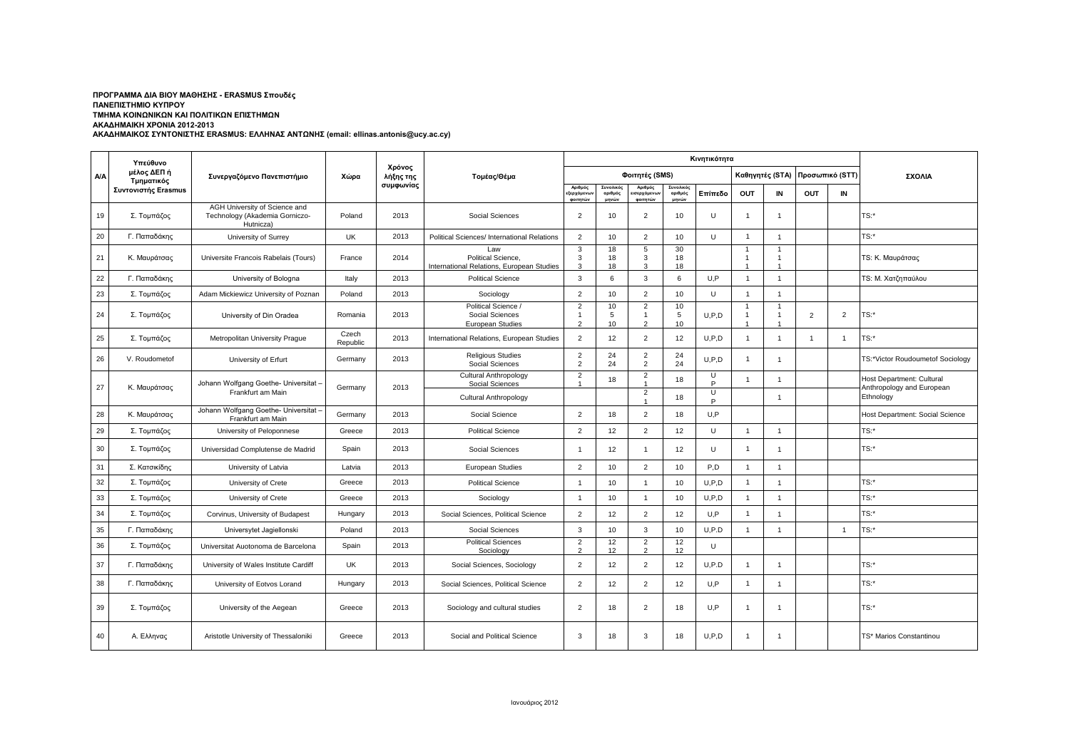**ΠΡΟΓΡΑΜΜΑ ΔΙΑ ΒΙΟΥ ΜΑΘΗΣΗΣ - ERASMUS Σπουδές**
**ΠΑΝΕΠΙΣΤΗΜΙΟ ΚΥΠΡΟΥ**
**ΤΜΗΜΑ ΚΟΙΝΩΝΙΚΩΝ ΚΑΙ ΠΟΛΙΤΙΚΩΝ ΕΠΙΣΤΗΜΩΝ**
**ΑΚΑΔΗΜΑΙΚΗ ΧΡΟΝΙΑ 2012-2013**
**ΑΚΑΔΗΜΑΙΚΟΣ ΣΥΝΤΟΝΙΣΤΗΣ ERASMUS: ΕΛΛΗΝΑΣ ΑΝΤΩΝΗΣ (email: ellinas.antonis@ucy.ac.cy)**

| Α/Α | Υπεύθυνο μέλος ΔΕΠ ή Τμηματικός Συντονιστής Erasmus | Συνεργαζόμενο Πανεπιστήμιο | Χώρα | Χρόνος λήξης της συμφωνίας | Τομέας/Θέμα | Κινητικότητα | | | | | | | | | ΣΧΟΛΙΑ |
|---|---|---|---|---|---|---|---|---|---|---|---|---|---|---|---|
| | | | | | | Φοιτητές (SMS) | | | | | Καθηγητές (STA) | | Προσωπικό (STT) | | |
| | | | | | | Αριθμός εξερχόμενων φοιτητών | Συνολικός αριθμός μηνών | Αριθμός εισερχόμενων φοιτητών | Συνολικός αριθμός μηνών | Επίπεδο | OUT | IN | OUT | IN | |
| 19 | Σ. Τομπάζος | AGH University of Science and Technology (Akademia Gorniczo-Hutnicza) | Poland | 2013 | Social Sciences | 2 | 10 | 2 | 10 | U | 1 | 1 | | | TS:* |
| 20 | Γ. Παπαδάκης | University of Surrey | UK | 2013 | Political Sciences/ International Relations | 2 | 10 | 2 | 10 | U | 1 | 1 | | | TS:* |
| 21 | Κ. Μαυράτσας | Universite Francois Rabelais (Tours) | France | 2014 | Law<br>Political Science,<br>International Relations, European Studies | 3<br>3<br>3 | 18<br>18<br>18 | 5<br>3<br>3 | 30<br>18<br>18 | | 1<br>1<br>1 | 1<br>1<br>1 | | | TS: Κ. Μαυράτσας |
| 22 | Γ. Παπαδάκης | University of Bologna | Italy | 2013 | Political Science | 3 | 6 | 3 | 6 | U,P | 1 | 1 | | | TS: Μ. Χατζηπαύλου |
| 23 | Σ. Τομπάζος | Adam Mickiewicz University of Poznan | Poland | 2013 | Sociology | 2 | 10 | 2 | 10 | U | 1 | 1 | | | |
| 24 | Σ. Τομπάζος | University of Din Oradea | Romania | 2013 | Political Science /<br>Social Sciences<br>European Studies | 2<br>1<br>2 | 10<br>5<br>10 | 2<br>1<br>2 | 10<br>5<br>10 | U,P,D | 1<br>1<br>1 | 1<br>1<br>1 | 2 | 2 | TS:* |
| 25 | Σ. Τομπάζος | Metropolitan University Prague | Czech Republic | 2013 | International Relations, European Studies | 2 | 12 | 2 | 12 | U,P,D | 1 | 1 | 1 | 1 | TS:* |
| 26 | V. Roudometof | University of Erfurt | Germany | 2013 | Religious Studies<br>Social Sciences | 2<br>2 | 24<br>24 | 2<br>2 | 24<br>24 | U,P,D | 1 | 1 | | | TS:*Victor Roudoumetof Sociology |
| 27 | Κ. Μαυράτσας | Johann Wolfgang Goethe- Universitat – Frankfurt am Main | Germany | 2013 | Cultural Anthropology<br>Social Sciences | 2<br>1 | 18 | 2<br>1 | 18 | U<br>P | 1 | 1 | | | Host Department: Cultural Anthropology and European Ethnology |
| | | | | | Cultural Anthropology | | | 2<br>1 | 18 | U<br>P | | 1 | | | |
| 28 | Κ. Μαυράτσας | Johann Wolfgang Goethe- Universitat – Frankfurt am Main | Germany | 2013 | Social Science | 2 | 18 | 2 | 18 | U,P | | | | | Host Department: Social Science |
| 29 | Σ. Τομπάζος | University of Peloponnese | Greece | 2013 | Political Science | 2 | 12 | 2 | 12 | U | 1 | 1 | | | TS:* |
| 30 | Σ. Τομπάζος | Universidad Complutense de Madrid | Spain | 2013 | Social Sciences | 1 | 12 | 1 | 12 | U | 1 | 1 | | | TS:* |
| 31 | Σ. Κατσικίδης | University of Latvia | Latvia | 2013 | European Studies | 2 | 10 | 2 | 10 | P,D | 1 | 1 | | | |
| 32 | Σ. Τομπάζος | University of Crete | Greece | 2013 | Political Science | 1 | 10 | 1 | 10 | U,P,D | 1 | 1 | | | TS:* |
| 33 | Σ. Τομπάζος | University of Crete | Greece | 2013 | Sociology | 1 | 10 | 1 | 10 | U,P,D | 1 | 1 | | | TS:* |
| 34 | Σ. Τομπάζος | Corvinus, University of Budapest | Hungary | 2013 | Social Sciences, Political Science | 2 | 12 | 2 | 12 | U,P | 1 | 1 | | | TS:* |
| 35 | Γ. Παπαδάκης | Universytet Jagiellonski | Poland | 2013 | Social Sciences | 3 | 10 | 3 | 10 | U,P.D | 1 | 1 | | 1 | TS:* |
| 36 | Σ. Τομπάζος | Universitat Auotonoma de Barcelona | Spain | 2013 | Political Sciences<br>Sociology | 2<br>2 | 12<br>12 | 2<br>2 | 12<br>12 | U | | | | | |
| 37 | Γ. Παπαδάκης | University of Wales Institute Cardiff | UK | 2013 | Social Sciences, Sociology | 2 | 12 | 2 | 12 | U,P.D | 1 | 1 | | | TS:* |
| 38 | Γ. Παπαδάκης | University of Eotvos Lorand | Hungary | 2013 | Social Sciences, Political Science | 2 | 12 | 2 | 12 | U,P | 1 | 1 | | | TS:* |
| 39 | Σ. Τομπάζος | University of the Aegean | Greece | 2013 | Sociology and cultural studies | 2 | 18 | 2 | 18 | U,P | 1 | 1 | | | TS:* |
| 40 | Α. Ελληνας | Aristotle University of Thessaloniki | Greece | 2013 | Social and Political Science | 3 | 18 | 3 | 18 | U,P,D | 1 | 1 | | | TS* Marios Constantinou |

Ιανουάριος 2012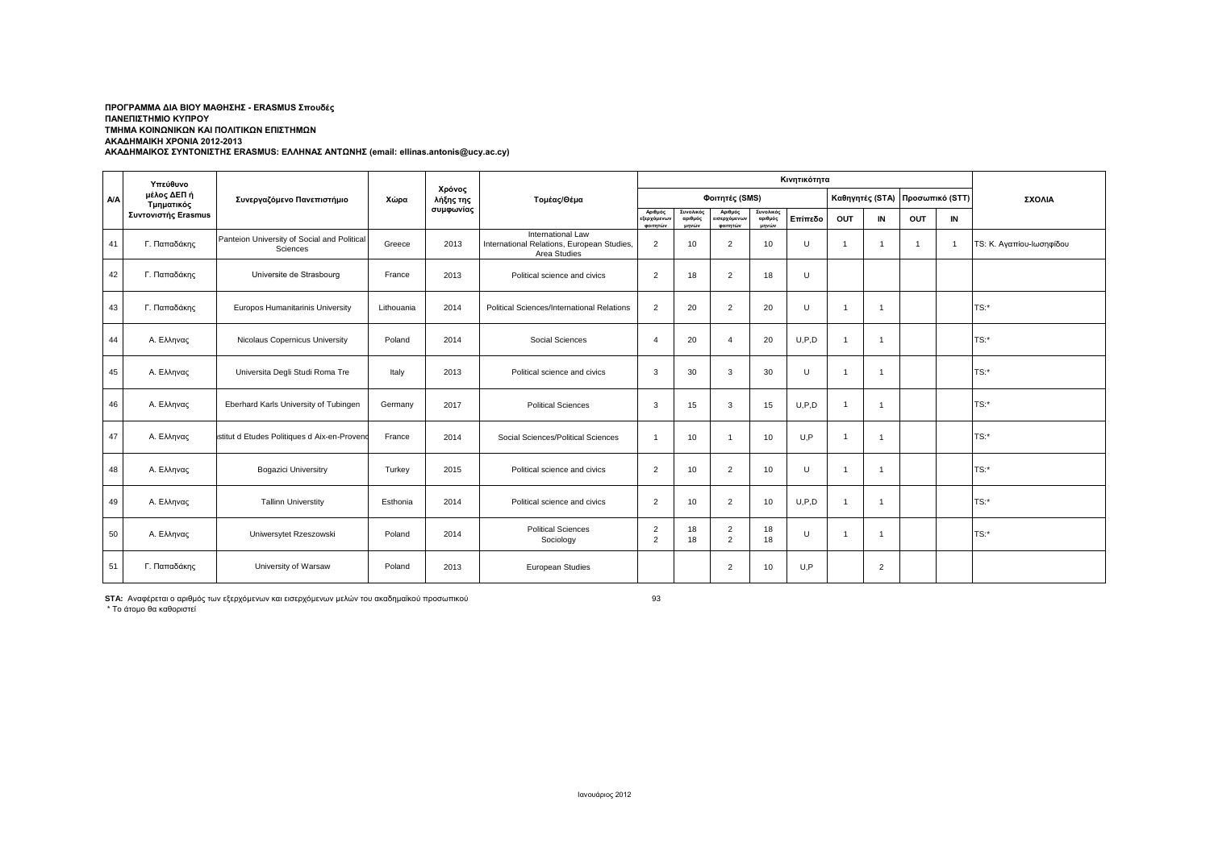**ΠΡΟΓΡΑΜΜΑ ΔΙΑ ΒΙΟΥ ΜΑΘΗΣΗΣ - ERASMUS Σπουδές**
**ΠΑΝΕΠΙΣΤΗΜΙΟ ΚΥΠΡΟΥ**
**ΤΜΗΜΑ ΚΟΙΝΩΝΙΚΩΝ ΚΑΙ ΠΟΛΙΤΙΚΩΝ ΕΠΙΣΤΗΜΩΝ**
**ΑΚΑΔΗΜΑΙΚΗ ΧΡΟΝΙΑ 2012-2013**
**ΑΚΑΔΗΜΑΙΚΟΣ ΣΥΝΤΟΝΙΣΤΗΣ ERASMUS: ΕΛΛΗΝΑΣ ΑΝΤΩΝΗΣ (email: ellinas.antonis@ucy.ac.cy)**

| Α/Α | Υπεύθυνο μέλος ΔΕΠ ή Τμηματικός Συντονιστής Erasmus | Συνεργαζόμενο Πανεπιστήμιο | Χώρα | Χρόνος λήξης της συμφωνίας | Τομέας/Θέμα | Κινητικότητα | | | | | | | | | ΣΧΟΛΙΑ |
|---|---|---|---|---|---|---|---|---|---|---|---|---|---|---|---|
| | | | | | | Φοιτητές (SMS) | | | | | Καθηγητές (STA) | | Προσωπικό (STT) | | |
| | | | | | | Αριθμός εξερχόμενων φοιτητών | Συνολικός αριθμός μηνών | Αριθμός εισερχόμενων φοιτητών | Συνολικός αριθμός μηνών | Επίπεδο | OUT | IN | OUT | IN | |
| 41 | Γ. Παπαδάκης | Panteion University of Social and Political Sciences | Greece | 2013 | International Law International Relations, European Studies, Area Studies | 2 | 10 | 2 | 10 | U | 1 | 1 | 1 | 1 | TS: Κ. Αγαπίου-Ιωσηφίδου |
| 42 | Γ. Παπαδάκης | Universite de Strasbourg | France | 2013 | Political science and civics | 2 | 18 | 2 | 18 | U | | | | | |
| 43 | Γ. Παπαδάκης | Europos Humanitarinis University | Lithouania | 2014 | Political Sciences/International Relations | 2 | 20 | 2 | 20 | U | 1 | 1 | | | TS:* |
| 44 | Α. Ελληνας | Nicolaus Copernicus University | Poland | 2014 | Social Sciences | 4 | 20 | 4 | 20 | U,P,D | 1 | 1 | | | TS:* |
| 45 | Α. Ελληνας | Universita Degli Studi Roma Tre | Italy | 2013 | Political science and civics | 3 | 30 | 3 | 30 | U | 1 | 1 | | | TS:* |
| 46 | Α. Ελληνας | Eberhard Karls University of Tubingen | Germany | 2017 | Political Sciences | 3 | 15 | 3 | 15 | U,P,D | 1 | 1 | | | TS:* |
| 47 | Α. Ελληνας | stitut d Etudes Politiques d Aix-en-Provenc | France | 2014 | Social Sciences/Political Sciences | 1 | 10 | 1 | 10 | U,P | 1 | 1 | | | TS:* |
| 48 | Α. Ελληνας | Bogazici Universitry | Turkey | 2015 | Political science and civics | 2 | 10 | 2 | 10 | U | 1 | 1 | | | TS:* |
| 49 | Α. Ελληνας | Tallinn Universtity | Esthonia | 2014 | Political science and civics | 2 | 10 | 2 | 10 | U,P,D | 1 | 1 | | | TS:* |
| 50 | Α. Ελληνας | Uniwersytet Rzeszowski | Poland | 2014 | Political Sciences Sociology | 2 2 | 18 18 | 2 2 | 18 18 | U | 1 | 1 | | | TS:* |
| 51 | Γ. Παπαδάκης | University of Warsaw | Poland | 2013 | European Studies | | | 2 | 10 | U,P | | 2 | | | |

**STA:** Αναφέρεται ο αριθμός των εξερχόμενων και εισερχόμενων μελών του ακαδημαϊκού προσωπικού

\* Το άτομο θα καθοριστεί

93

Ιανουάριος 2012